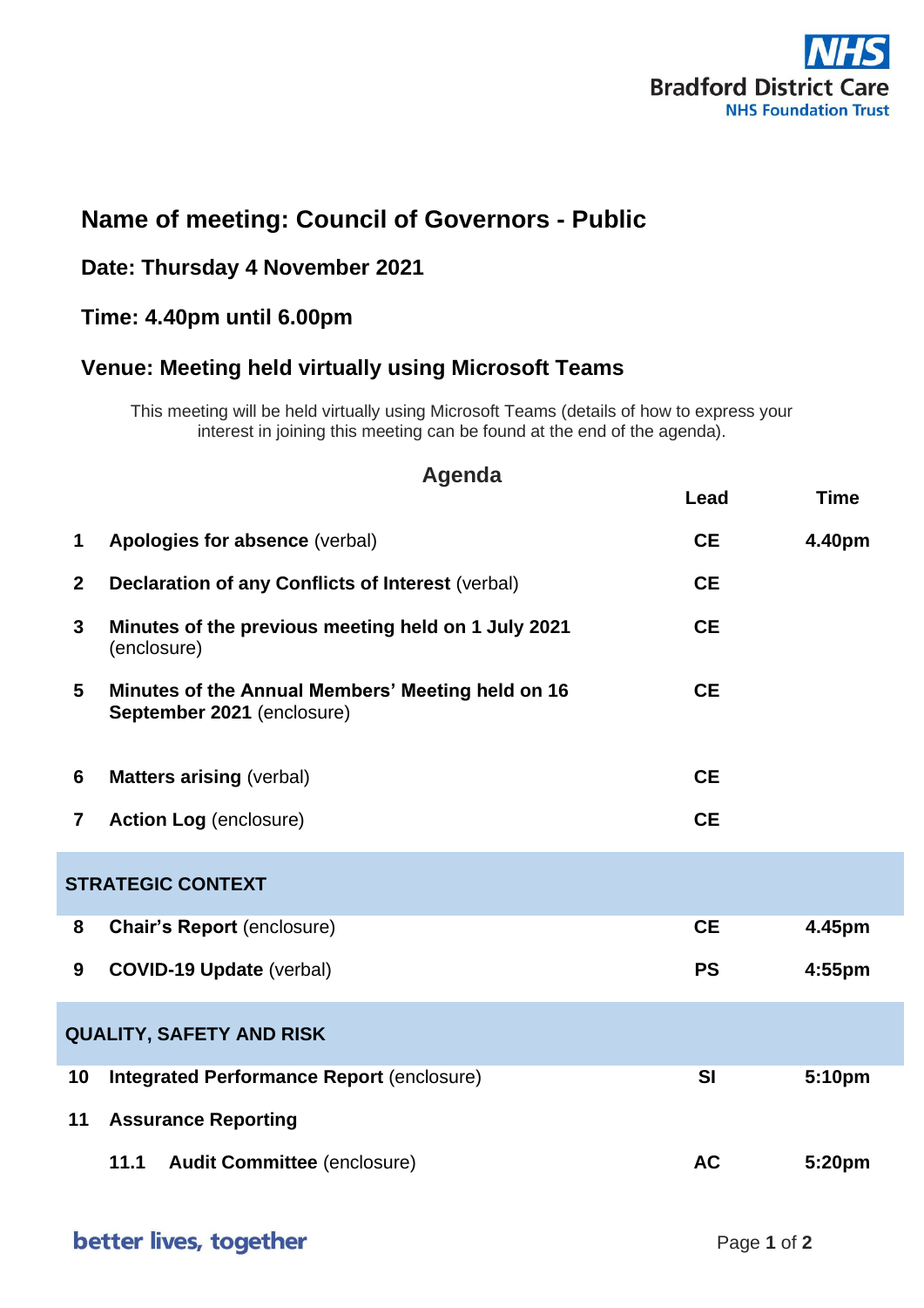Bradford District Care NHS Foundation Trust

# Name of meeting: Council of Governors - Public

## Date: Thursday 4 November 2021

## Time: 4.40pm until 6.00pm

## Venue: Meeting held virtually using Microsoft Teams

This meeting will be held virtually using Microsoft Teams (details of how to express your interest in joining this meeting can be found at the end of the agenda).

## Agenda

| | | Lead | Time |
|---|---|---|---|
| 1 | **Apologies for absence** (verbal) | CE | 4.40pm |
| 2 | **Declaration of any Conflicts of Interest** (verbal) | CE | |
| 3 | **Minutes of the previous meeting held on 1 July 2021** (enclosure) | CE | |
| 5 | **Minutes of the Annual Members' Meeting held on 16 September 2021** (enclosure) | CE | |
| 6 | **Matters arising** (verbal) | CE | |
| 7 | **Action Log** (enclosure) | CE | |
| **STRATEGIC CONTEXT** | | | |
| 8 | **Chair's Report** (enclosure) | CE | 4.45pm |
| 9 | **COVID-19 Update** (verbal) | PS | 4:55pm |
| **QUALITY, SAFETY AND RISK** | | | |
| 10 | **Integrated Performance Report** (enclosure) | SI | 5:10pm |
| 11 | **Assurance Reporting** | | |
| | **11.1 Audit Committee** (enclosure) | AC | 5:20pm |

better lives, together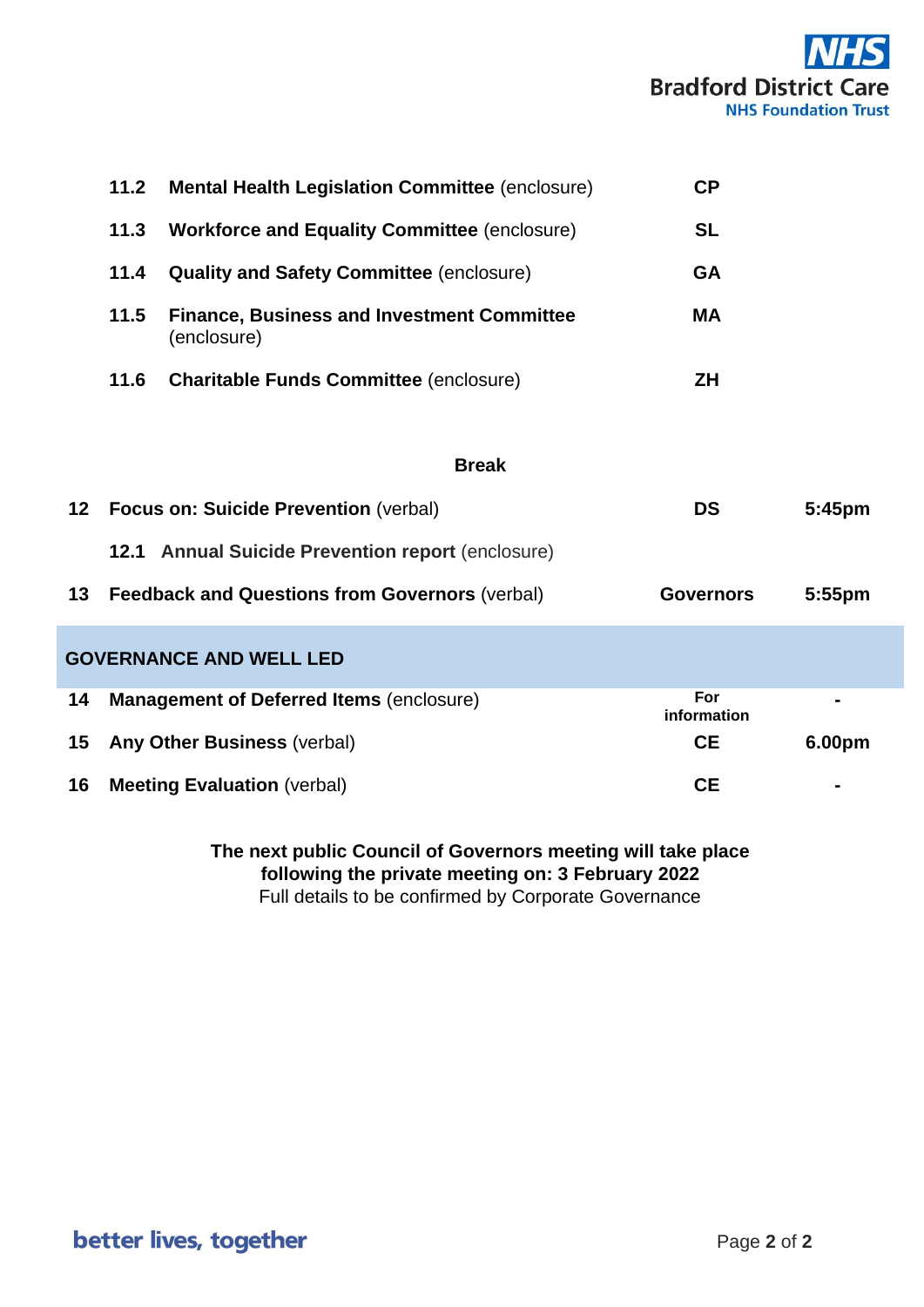| | | | |
|---|---|---|---|
| | **11.2** **Mental Health Legislation Committee** (enclosure) | **CP** | |
| | **11.3** **Workforce and Equality Committee** (enclosure) | **SL** | |
| | **11.4** **Quality and Safety Committee** (enclosure) | **GA** | |
| | **11.5** **Finance, Business and Investment Committee** (enclosure) | **MA** | |
| | **11.6** **Charitable Funds Committee** (enclosure) | **ZH** | |
| | **Break** | | |
| **12** | **Focus on: Suicide Prevention** (verbal) | **DS** | **5:45pm** |
| | **12.1** **Annual Suicide Prevention report** (enclosure) | | |
| **13** | **Feedback and Questions from Governors** (verbal) | **Governors** | **5:55pm** |
| **GOVERNANCE AND WELL LED** | | | |
| **14** | **Management of Deferred Items** (enclosure) | **For information** | **-** |
| **15** | **Any Other Business** (verbal) | **CE** | **6.00pm** |
| **16** | **Meeting Evaluation** (verbal) | **CE** | **-** |

**The next public Council of Governors meeting will take place following the private meeting on: 3 February 2022**
Full details to be confirmed by Corporate Governance

better lives, together